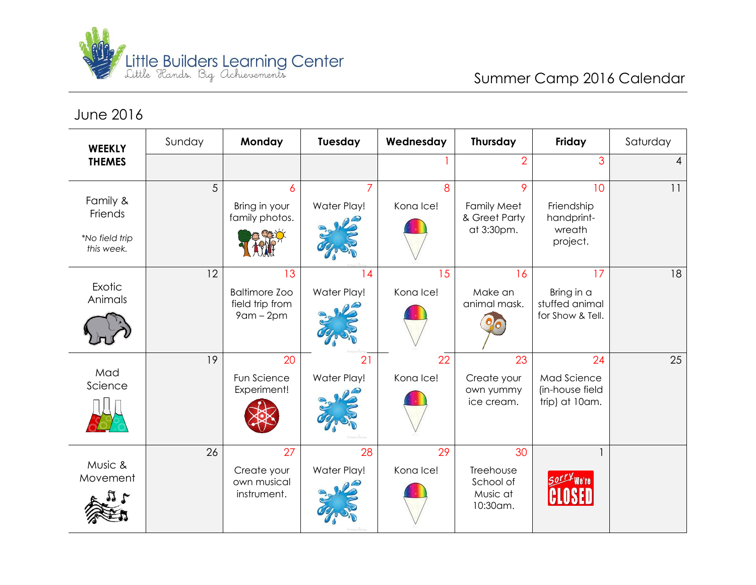Little Builders Learning Center

Little Hands. Big Achievements

Summer Camp 2016 Calendar

## June 2016

| WEEKLY THEMES | Sunday | Monday | Tuesday | Wednesday | Thursday | Friday | Saturday |
|---|---|---|---|---|---|---|---|
| | | | | 1 | 2 | 3 | 4 |
| Family & Friends<br>*\*No field trip this week.* | 5 | 6<br>Bring in your family photos. | 7<br>Water Play! | 8<br>Kona Ice! | 9<br>Family Meet & Greet Party at 3:30pm. | 10<br>Friendship handprint-wreath project. | 11 |
| Exotic Animals | 12 | 13<br>Baltimore Zoo field trip from 9am – 2pm | 14<br>Water Play! | 15<br>Kona Ice! | 16<br>Make an animal mask. | 17<br>Bring in a stuffed animal for Show & Tell. | 18 |
| Mad Science | 19 | 20<br>Fun Science Experiment! | 21<br>Water Play! | 22<br>Kona Ice! | 23<br>Create your own yummy ice cream. | 24<br>Mad Science (in-house field trip) at 10am. | 25 |
| Music & Movement | 26 | 27<br>Create your own musical instrument. | 28<br>Water Play! | 29<br>Kona Ice! | 30<br>Treehouse School of Music at 10:30am. | 1<br>Sorry We're CLOSED | |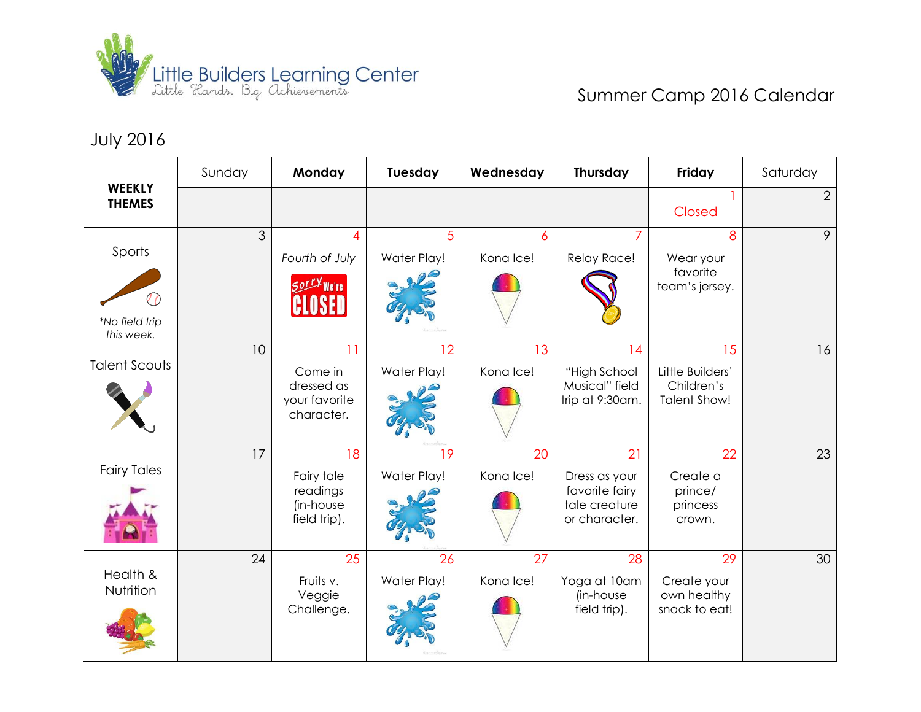Little Builders Learning Center
*Little Hands. Big Achievements*

Summer Camp 2016 Calendar

## July 2016

| WEEKLY THEMES | Sunday | Monday | Tuesday | Wednesday | Thursday | Friday | Saturday |
|---|---|---|---|---|---|---|---|
| | | | | | | 1 Closed | 2 |
| Sports *No field trip this week.* | 3 | 4 *Fourth of July* Sorry We're CLOSED | 5 Water Play! | 6 Kona Ice! | 7 Relay Race! | 8 Wear your favorite team's jersey. | 9 |
| Talent Scouts | 10 | 11 Come in dressed as your favorite character. | 12 Water Play! | 13 Kona Ice! | 14 "High School Musical" field trip at 9:30am. | 15 Little Builders' Children's Talent Show! | 16 |
| Fairy Tales | 17 | 18 Fairy tale readings (in-house field trip). | 19 Water Play! | 20 Kona Ice! | 21 Dress as your favorite fairy tale creature or character. | 22 Create a prince/ princess crown. | 23 |
| Health & Nutrition | 24 | 25 Fruits v. Veggie Challenge. | 26 Water Play! | 27 Kona Ice! | 28 Yoga at 10am (in-house field trip). | 29 Create your own healthy snack to eat! | 30 |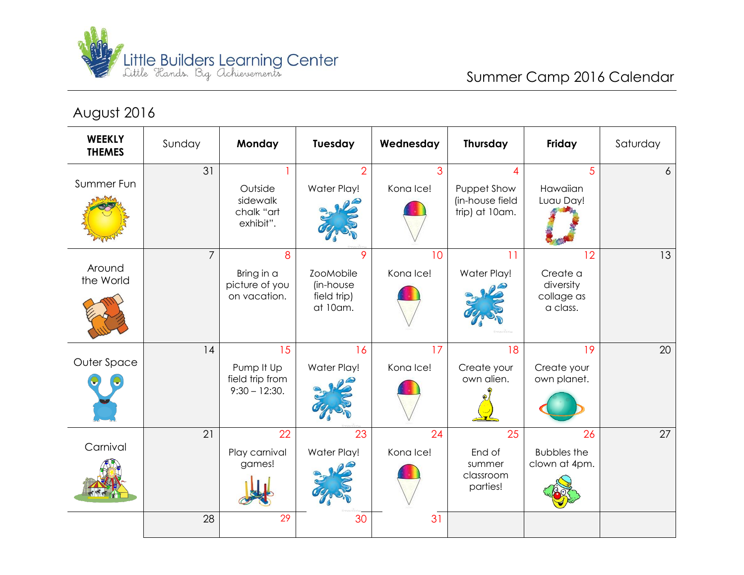Little Builders Learning Center
Little Hands. Big Achievements

Summer Camp 2016 Calendar

## August 2016

| WEEKLY THEMES | Sunday | Monday | Tuesday | Wednesday | Thursday | Friday | Saturday |
|---|---|---|---|---|---|---|---|
| Summer Fun | 31 | 1 Outside sidewalk chalk "art exhibit". | 2 Water Play! | 3 Kona Ice! | 4 Puppet Show (in-house field trip) at 10am. | 5 Hawaiian Luau Day! | 6 |
| Around the World | 7 | 8 Bring in a picture of you on vacation. | 9 ZooMobile (in-house field trip) at 10am. | 10 Kona Ice! | 11 Water Play! | 12 Create a diversity collage as a class. | 13 |
| Outer Space | 14 | 15 Pump It Up field trip from 9:30 – 12:30. | 16 Water Play! | 17 Kona Ice! | 18 Create your own alien. | 19 Create your own planet. | 20 |
| Carnival | 21 | 22 Play carnival games! | 23 Water Play! | 24 Kona Ice! | 25 End of summer classroom parties! | 26 Bubbles the clown at 4pm. | 27 |
| | 28 | 29 | 30 | 31 | | | |